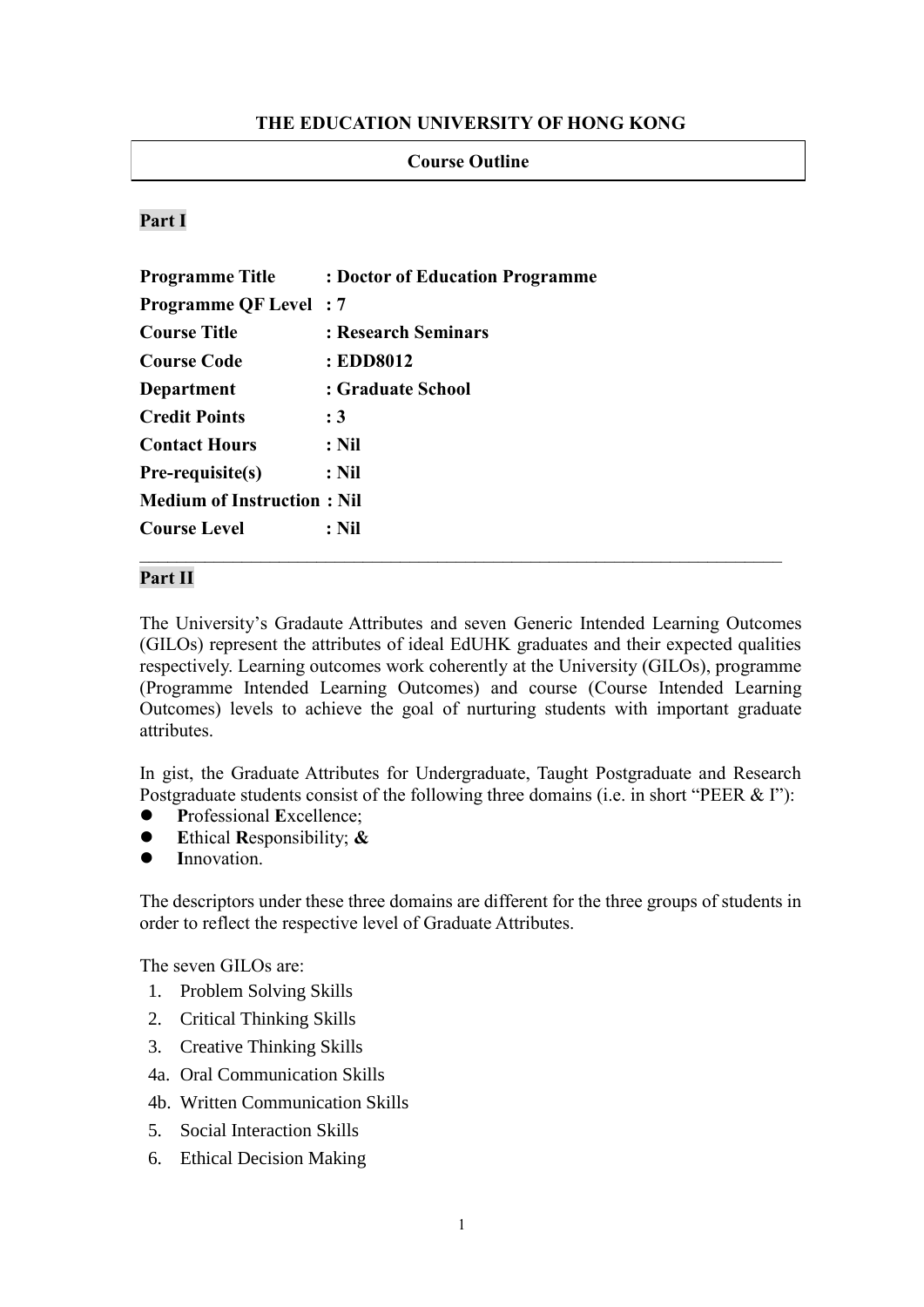# THE EDUCATION UNIVERSITY OF HONG KONG

## Course Outline

**Part I**

| | |
|---|---|
| **Programme Title** | **: Doctor of Education Programme** |
| **Programme QF Level** | **: 7** |
| **Course Title** | **: Research Seminars** |
| **Course Code** | **: EDD8012** |
| **Department** | **: Graduate School** |
| **Credit Points** | **: 3** |
| **Contact Hours** | **: Nil** |
| **Pre-requisite(s)** | **: Nil** |
| **Medium of Instruction** | **: Nil** |
| **Course Level** | **: Nil** |

---

**Part II**

The University's Gradaute Attributes and seven Generic Intended Learning Outcomes (GILOs) represent the attributes of ideal EdUHK graduates and their expected qualities respectively. Learning outcomes work coherently at the University (GILOs), programme (Programme Intended Learning Outcomes) and course (Course Intended Learning Outcomes) levels to achieve the goal of nurturing students with important graduate attributes.

In gist, the Graduate Attributes for Undergraduate, Taught Postgraduate and Research Postgraduate students consist of the following three domains (i.e. in short "PEER & I"):

- **P**rofessional **E**xcellence;
- **E**thical **R**esponsibility; **&**
- **I**nnovation.

The descriptors under these three domains are different for the three groups of students in order to reflect the respective level of Graduate Attributes.

The seven GILOs are:

1. Problem Solving Skills
2. Critical Thinking Skills
3. Creative Thinking Skills

4a. Oral Communication Skills

4b. Written Communication Skills

5. Social Interaction Skills
6. Ethical Decision Making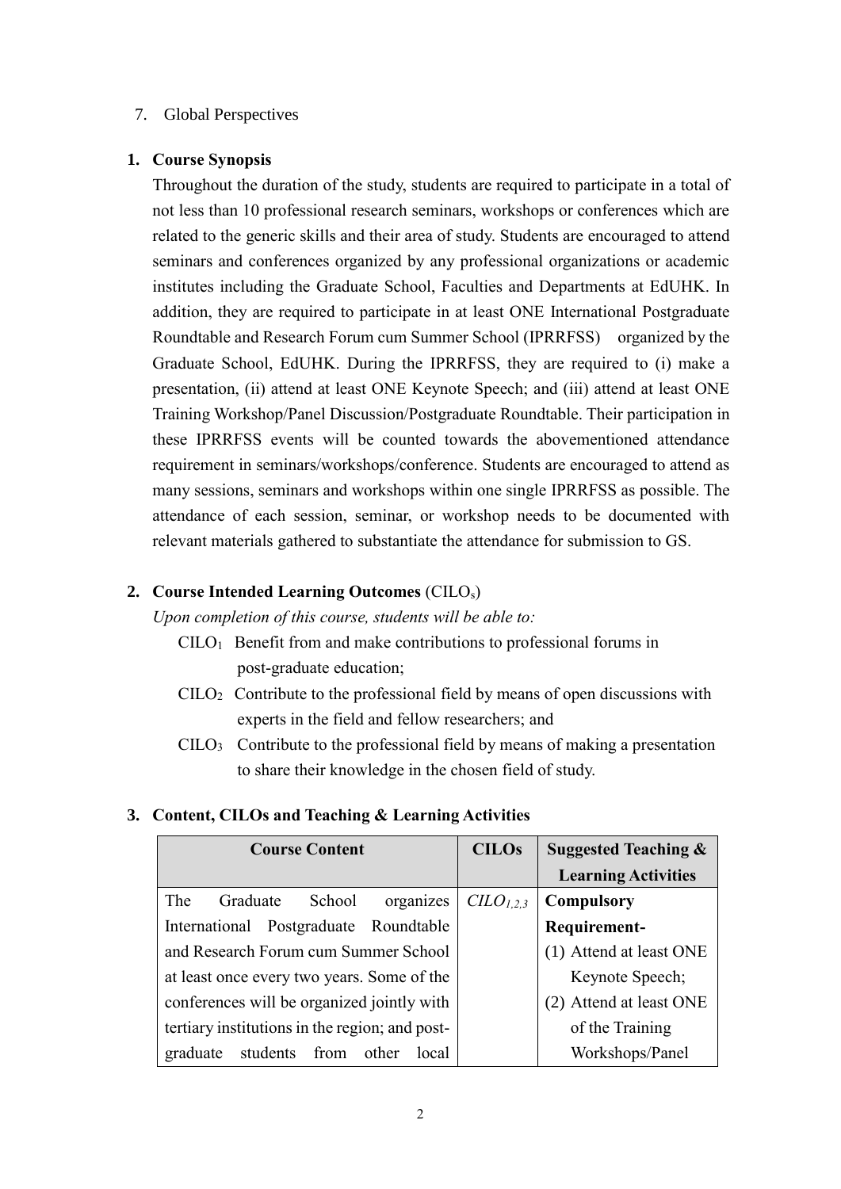7. Global Perspectives

## 1. Course Synopsis

Throughout the duration of the study, students are required to participate in a total of not less than 10 professional research seminars, workshops or conferences which are related to the generic skills and their area of study. Students are encouraged to attend seminars and conferences organized by any professional organizations or academic institutes including the Graduate School, Faculties and Departments at EdUHK. In addition, they are required to participate in at least ONE International Postgraduate Roundtable and Research Forum cum Summer School (IPRRFSS) organized by the Graduate School, EdUHK. During the IPRRFSS, they are required to (i) make a presentation, (ii) attend at least ONE Keynote Speech; and (iii) attend at least ONE Training Workshop/Panel Discussion/Postgraduate Roundtable. Their participation in these IPRRFSS events will be counted towards the abovementioned attendance requirement in seminars/workshops/conference. Students are encouraged to attend as many sessions, seminars and workshops within one single IPRRFSS as possible. The attendance of each session, seminar, or workshop needs to be documented with relevant materials gathered to substantiate the attendance for submission to GS.

## 2. Course Intended Learning Outcomes (CILO$_s$)

*Upon completion of this course, students will be able to:*

- CILO$_1$ Benefit from and make contributions to professional forums in post-graduate education;
- CILO$_2$ Contribute to the professional field by means of open discussions with experts in the field and fellow researchers; and
- CILO$_3$ Contribute to the professional field by means of making a presentation to share their knowledge in the chosen field of study.

## 3. Content, CILOs and Teaching & Learning Activities

| Course Content | CILOs | Suggested Teaching & Learning Activities |
|---|---|---|
| The Graduate School organizes International Postgraduate Roundtable and Research Forum cum Summer School at least once every two years. Some of the conferences will be organized jointly with tertiary institutions in the region; and post-graduate students from other local | *CILO$_{1,2,3}$* | **Compulsory Requirement-**<br>(1) Attend at least ONE Keynote Speech;<br>(2) Attend at least ONE of the Training Workshops/Panel |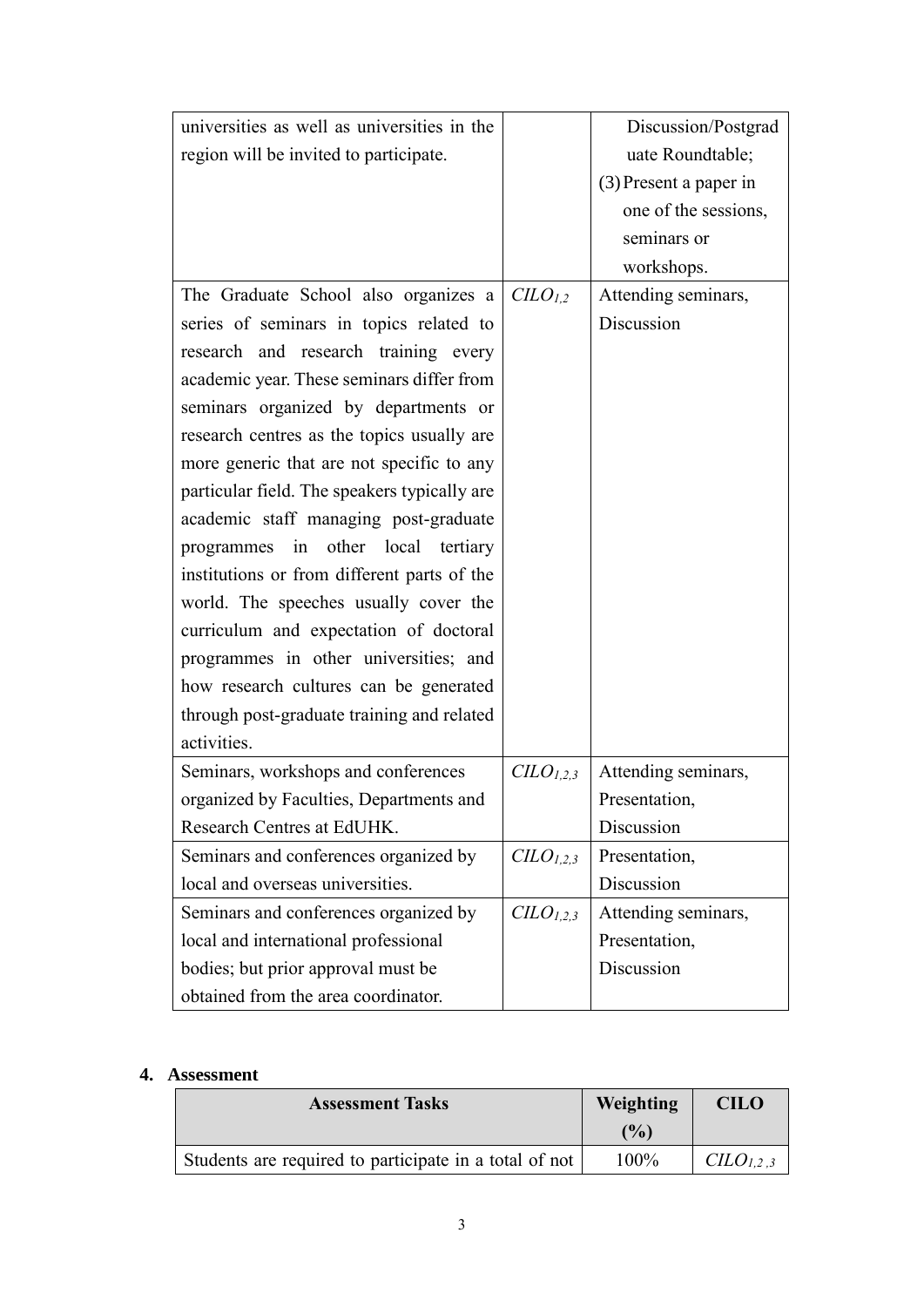| | | |
|---|---|---|
| universities as well as universities in the region will be invited to participate. | | Discussion/Postgraduate Roundtable;<br>(3) Present a paper in one of the sessions, seminars or workshops. |
| The Graduate School also organizes a series of seminars in topics related to research and research training every academic year. These seminars differ from seminars organized by departments or research centres as the topics usually are more generic that are not specific to any particular field. The speakers typically are academic staff managing post-graduate programmes in other local tertiary institutions or from different parts of the world. The speeches usually cover the curriculum and expectation of doctoral programmes in other universities; and how research cultures can be generated through post-graduate training and related activities. | $CILO_{1,2}$ | Attending seminars, Discussion |
| Seminars, workshops and conferences organized by Faculties, Departments and Research Centres at EdUHK. | $CILO_{1,2,3}$ | Attending seminars, Presentation, Discussion |
| Seminars and conferences organized by local and overseas universities. | $CILO_{1,2,3}$ | Presentation, Discussion |
| Seminars and conferences organized by local and international professional bodies; but prior approval must be obtained from the area coordinator. | $CILO_{1,2,3}$ | Attending seminars, Presentation, Discussion |

**4. Assessment**

| Assessment Tasks | Weighting (%) | CILO |
|---|---|---|
| Students are required to participate in a total of not | 100% | $CILO_{1,2,3}$ |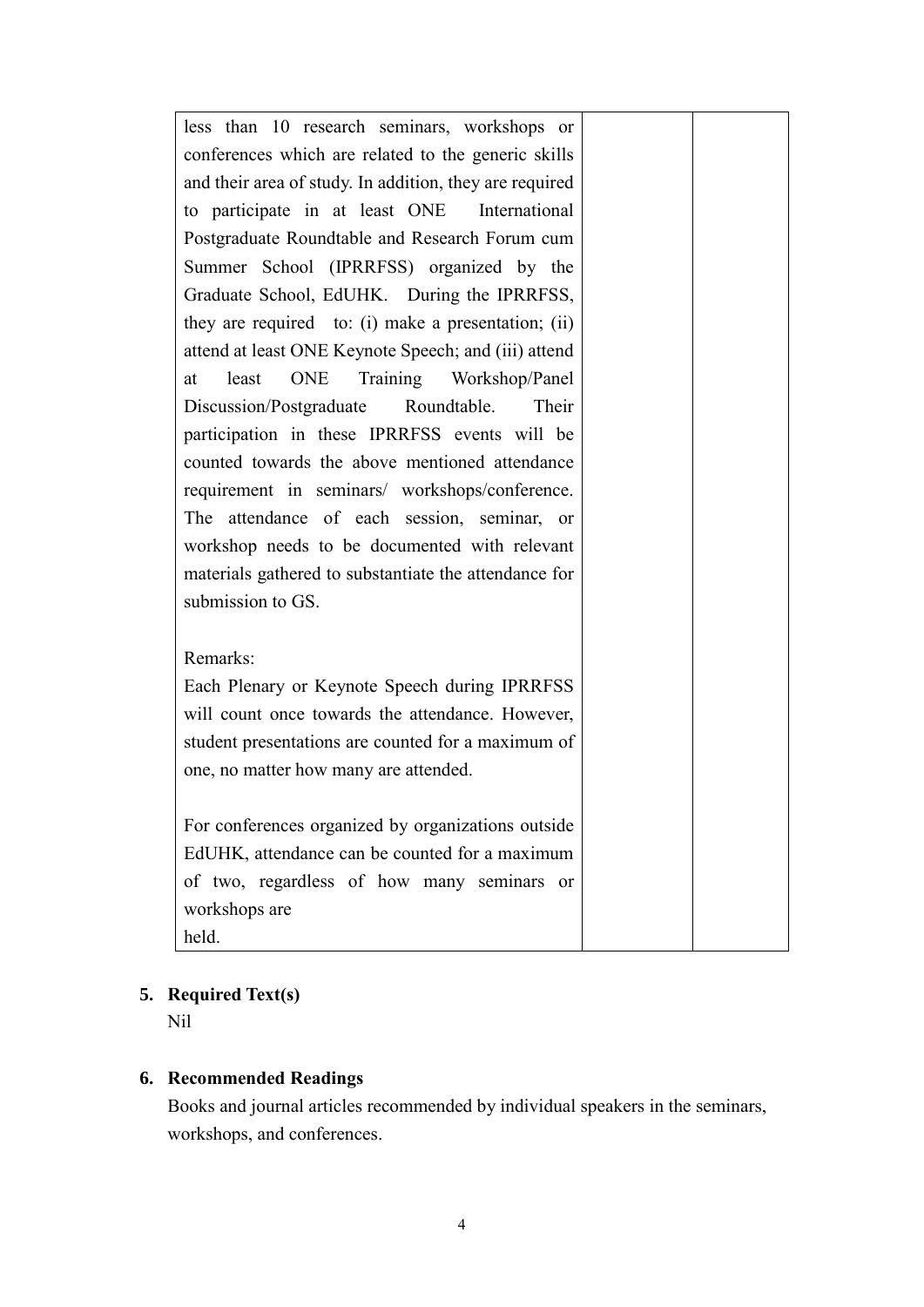| | | |
|---|---|---|
| less than 10 research seminars, workshops or conferences which are related to the generic skills and their area of study. In addition, they are required to participate in at least ONE International Postgraduate Roundtable and Research Forum cum Summer School (IPRRFSS) organized by the Graduate School, EdUHK. During the IPRRFSS, they are required to: (i) make a presentation; (ii) attend at least ONE Keynote Speech; and (iii) attend at least ONE Training Workshop/Panel Discussion/Postgraduate Roundtable. Their participation in these IPRRFSS events will be counted towards the above mentioned attendance requirement in seminars/ workshops/conference. The attendance of each session, seminar, or workshop needs to be documented with relevant materials gathered to substantiate the attendance for submission to GS.<br><br>Remarks:<br>Each Plenary or Keynote Speech during IPRRFSS will count once towards the attendance. However, student presentations are counted for a maximum of one, no matter how many are attended.<br><br>For conferences organized by organizations outside EdUHK, attendance can be counted for a maximum of two, regardless of how many seminars or workshops are held. | | |

## 5. Required Text(s)

Nil

## 6. Recommended Readings

Books and journal articles recommended by individual speakers in the seminars, workshops, and conferences.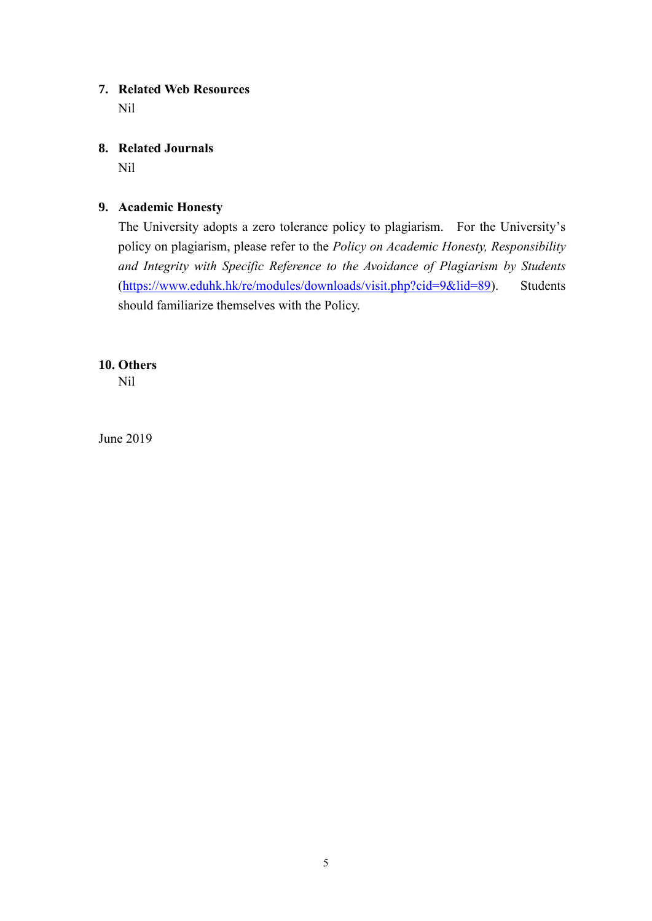**7. Related Web Resources**

Nil

**8. Related Journals**

Nil

**9. Academic Honesty**

The University adopts a zero tolerance policy to plagiarism. For the University's policy on plagiarism, please refer to the *Policy on Academic Honesty, Responsibility and Integrity with Specific Reference to the Avoidance of Plagiarism by Students* (https://www.eduhk.hk/re/modules/downloads/visit.php?cid=9&lid=89). Students should familiarize themselves with the Policy.

**10. Others**

Nil

June 2019